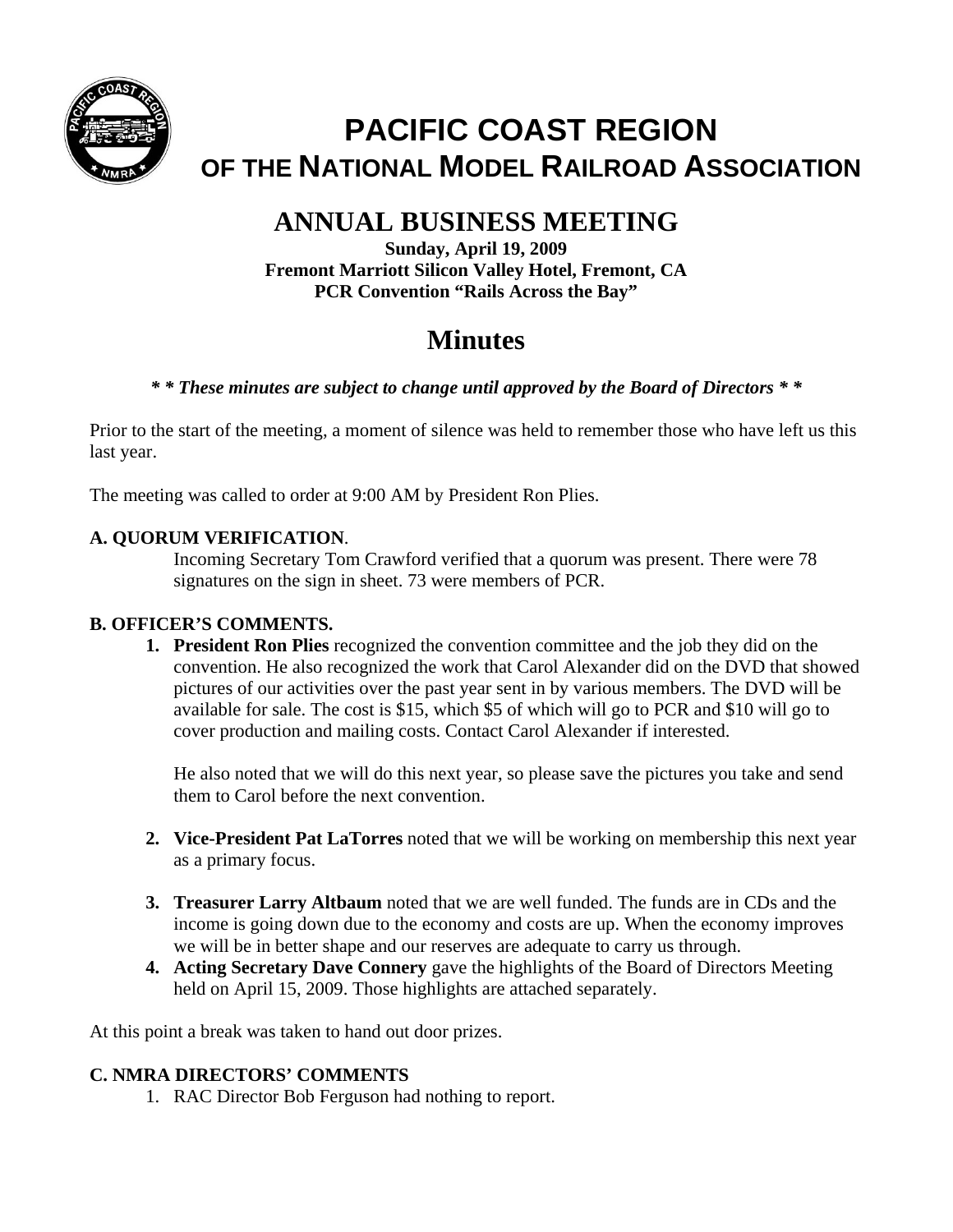# PACIFIC COAST REGION
## OF THE NATIONAL MODEL RAILROAD ASSOCIATION

## ANNUAL BUSINESS MEETING

**Sunday, April 19, 2009**
**Fremont Marriott Silicon Valley Hotel, Fremont, CA**
**PCR Convention "Rails Across the Bay"**

# Minutes

***\* \* These minutes are subject to change until approved by the Board of Directors \* \****

Prior to the start of the meeting, a moment of silence was held to remember those who have left us this last year.

The meeting was called to order at 9:00 AM by President Ron Plies.

**A. QUORUM VERIFICATION**.

Incoming Secretary Tom Crawford verified that a quorum was present. There were 78 signatures on the sign in sheet. 73 were members of PCR.

**B. OFFICER'S COMMENTS.**

1. **President Ron Plies** recognized the convention committee and the job they did on the convention. He also recognized the work that Carol Alexander did on the DVD that showed pictures of our activities over the past year sent in by various members. The DVD will be available for sale. The cost is $15, which $5 of which will go to PCR and $10 will go to cover production and mailing costs. Contact Carol Alexander if interested.

   He also noted that we will do this next year, so please save the pictures you take and send them to Carol before the next convention.

2. **Vice-President Pat LaTorres** noted that we will be working on membership this next year as a primary focus.

3. **Treasurer Larry Altbaum** noted that we are well funded. The funds are in CDs and the income is going down due to the economy and costs are up. When the economy improves we will be in better shape and our reserves are adequate to carry us through.
4. **Acting Secretary Dave Connery** gave the highlights of the Board of Directors Meeting held on April 15, 2009. Those highlights are attached separately.

At this point a break was taken to hand out door prizes.

**C. NMRA DIRECTORS' COMMENTS**

1. RAC Director Bob Ferguson had nothing to report.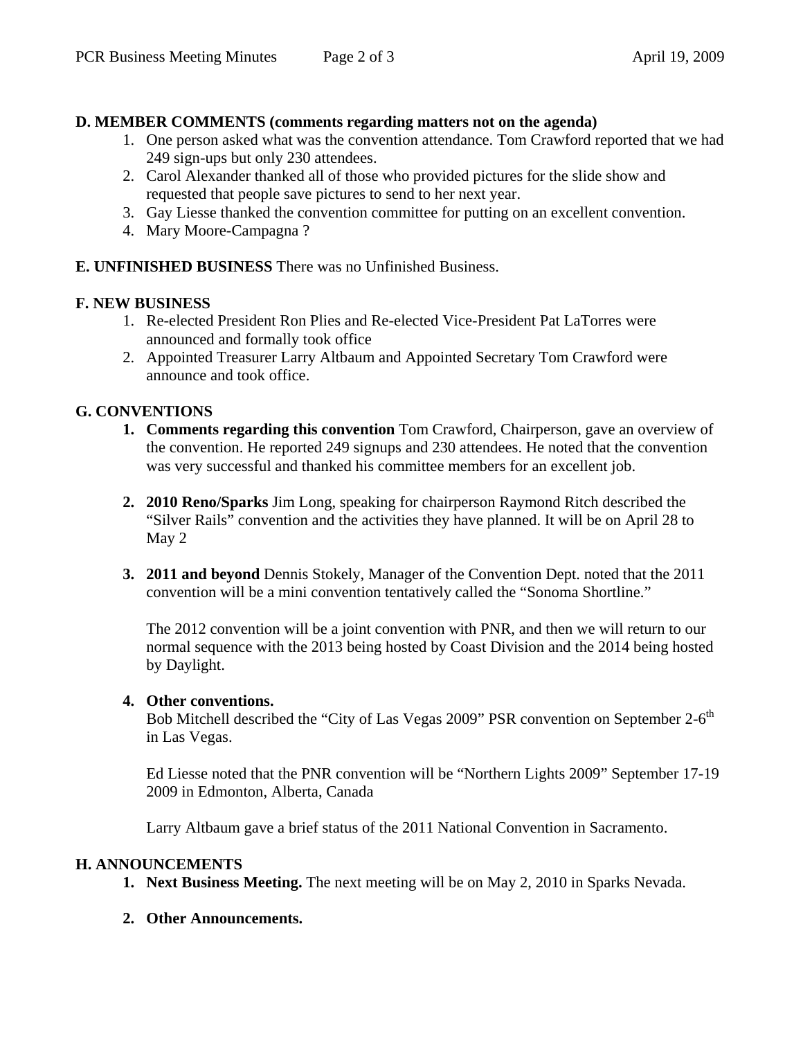**D. MEMBER COMMENTS (comments regarding matters not on the agenda)**

1. One person asked what was the convention attendance. Tom Crawford reported that we had 249 sign-ups but only 230 attendees.
2. Carol Alexander thanked all of those who provided pictures for the slide show and requested that people save pictures to send to her next year.
3. Gay Liesse thanked the convention committee for putting on an excellent convention.
4. Mary Moore-Campagna ?

**E. UNFINISHED BUSINESS** There was no Unfinished Business.

**F. NEW BUSINESS**

1. Re-elected President Ron Plies and Re-elected Vice-President Pat LaTorres were announced and formally took office
2. Appointed Treasurer Larry Altbaum and Appointed Secretary Tom Crawford were announce and took office.

**G. CONVENTIONS**

1. **Comments regarding this convention** Tom Crawford, Chairperson, gave an overview of the convention. He reported 249 signups and 230 attendees. He noted that the convention was very successful and thanked his committee members for an excellent job.

2. **2010 Reno/Sparks** Jim Long, speaking for chairperson Raymond Ritch described the "Silver Rails" convention and the activities they have planned. It will be on April 28 to May 2

3. **2011 and beyond** Dennis Stokely, Manager of the Convention Dept. noted that the 2011 convention will be a mini convention tentatively called the "Sonoma Shortline."

   The 2012 convention will be a joint convention with PNR, and then we will return to our normal sequence with the 2013 being hosted by Coast Division and the 2014 being hosted by Daylight.

4. **Other conventions.**
   Bob Mitchell described the "City of Las Vegas 2009" PSR convention on September 2-6th in Las Vegas.

   Ed Liesse noted that the PNR convention will be "Northern Lights 2009" September 17-19 2009 in Edmonton, Alberta, Canada

   Larry Altbaum gave a brief status of the 2011 National Convention in Sacramento.

**H. ANNOUNCEMENTS**

1. **Next Business Meeting.** The next meeting will be on May 2, 2010 in Sparks Nevada.

2. **Other Announcements.**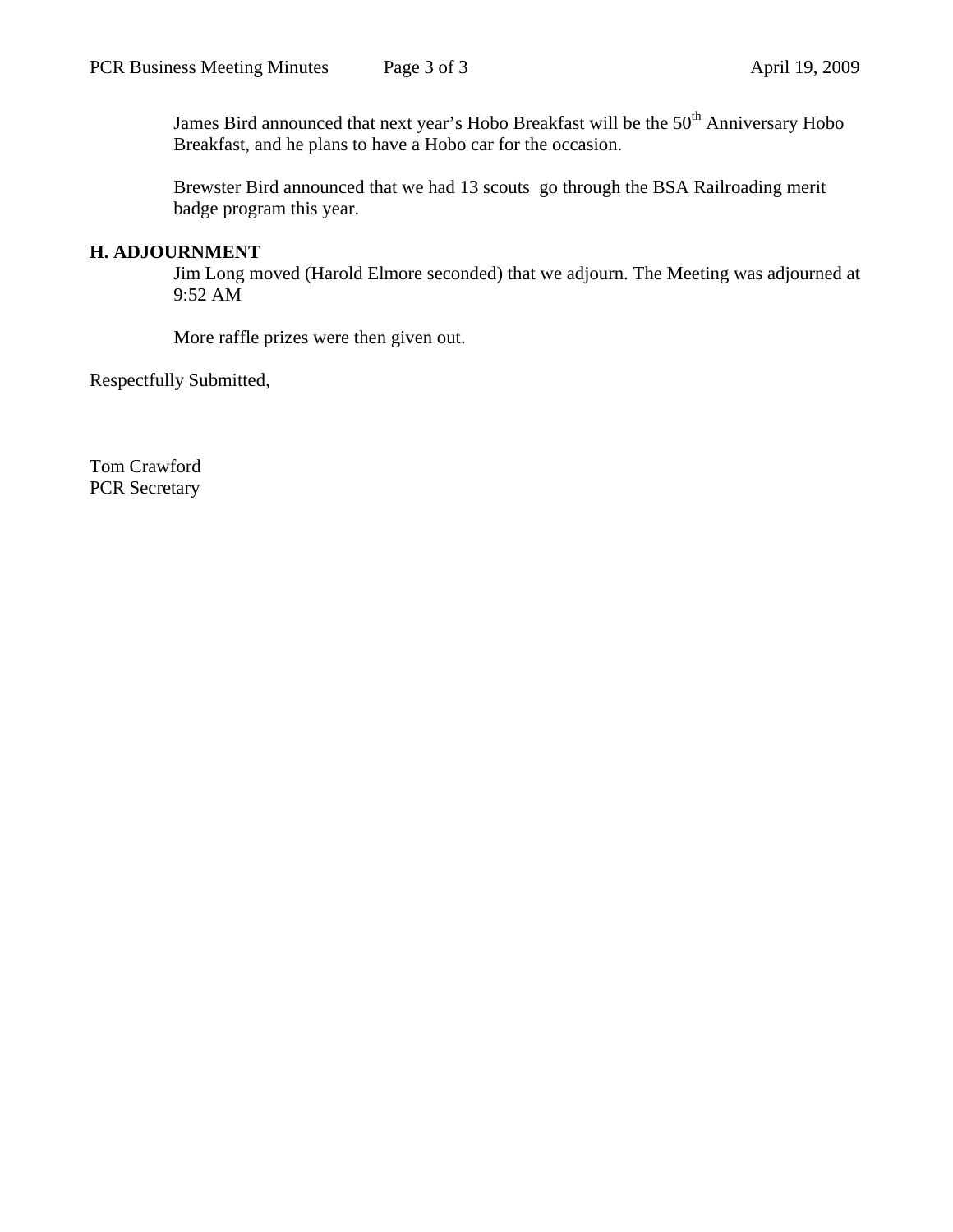James Bird announced that next year's Hobo Breakfast will be the 50th Anniversary Hobo Breakfast, and he plans to have a Hobo car for the occasion.

Brewster Bird announced that we had 13 scouts go through the BSA Railroading merit badge program this year.

**H. ADJOURNMENT**

Jim Long moved (Harold Elmore seconded) that we adjourn. The Meeting was adjourned at 9:52 AM

More raffle prizes were then given out.

Respectfully Submitted,

Tom Crawford
PCR Secretary